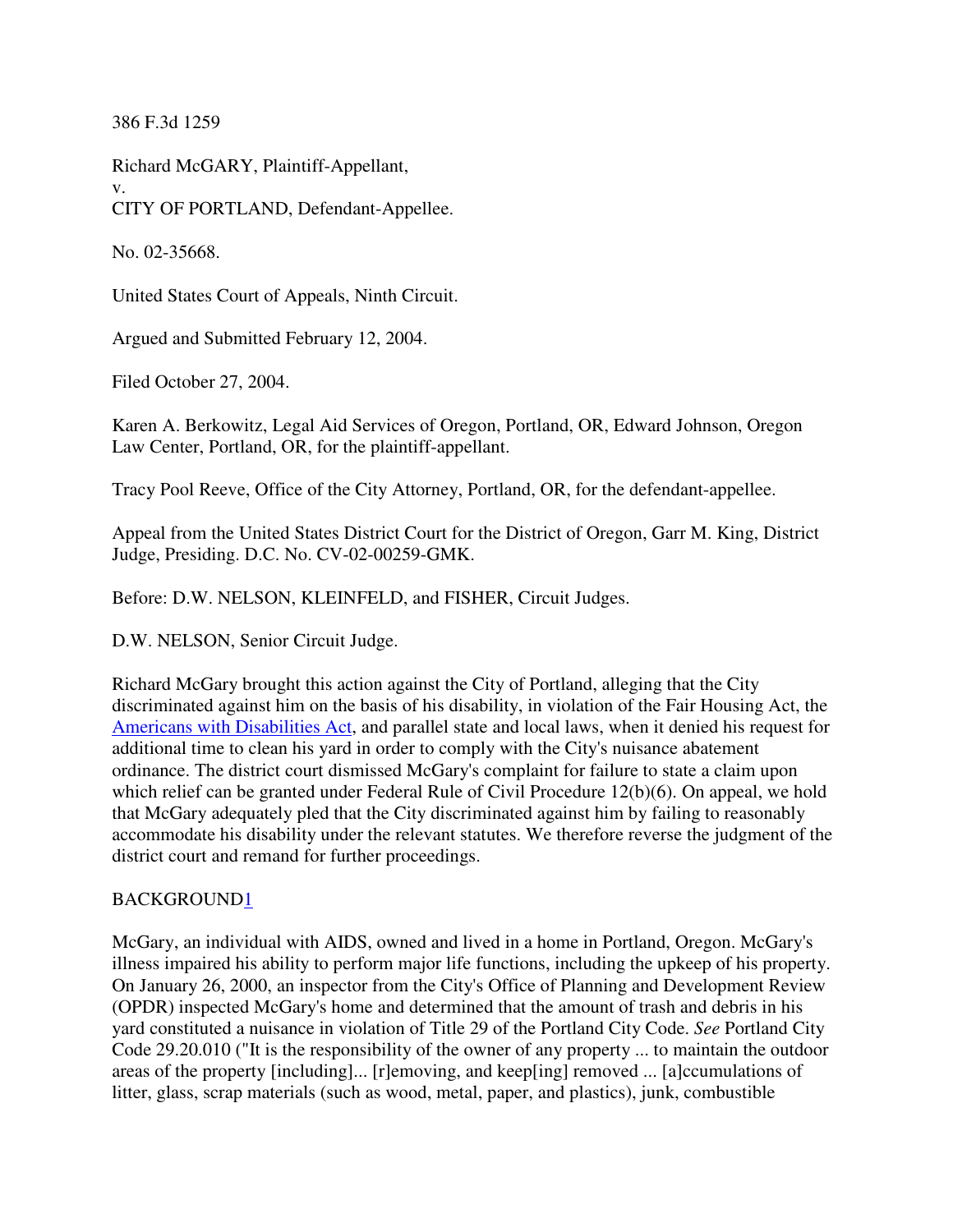386 F.3d 1259

Richard McGARY, Plaintiff-Appellant,
v.
CITY OF PORTLAND, Defendant-Appellee.

No. 02-35668.

United States Court of Appeals, Ninth Circuit.

Argued and Submitted February 12, 2004.

Filed October 27, 2004.

Karen A. Berkowitz, Legal Aid Services of Oregon, Portland, OR, Edward Johnson, Oregon Law Center, Portland, OR, for the plaintiff-appellant.

Tracy Pool Reeve, Office of the City Attorney, Portland, OR, for the defendant-appellee.

Appeal from the United States District Court for the District of Oregon, Garr M. King, District Judge, Presiding. D.C. No. CV-02-00259-GMK.

Before: D.W. NELSON, KLEINFELD, and FISHER, Circuit Judges.

D.W. NELSON, Senior Circuit Judge.

Richard McGary brought this action against the City of Portland, alleging that the City discriminated against him on the basis of his disability, in violation of the Fair Housing Act, the Americans with Disabilities Act, and parallel state and local laws, when it denied his request for additional time to clean his yard in order to comply with the City's nuisance abatement ordinance. The district court dismissed McGary's complaint for failure to state a claim upon which relief can be granted under Federal Rule of Civil Procedure 12(b)(6). On appeal, we hold that McGary adequately pled that the City discriminated against him by failing to reasonably accommodate his disability under the relevant statutes. We therefore reverse the judgment of the district court and remand for further proceedings.

## BACKGROUND[1]

McGary, an individual with AIDS, owned and lived in a home in Portland, Oregon. McGary's illness impaired his ability to perform major life functions, including the upkeep of his property. On January 26, 2000, an inspector from the City's Office of Planning and Development Review (OPDR) inspected McGary's home and determined that the amount of trash and debris in his yard constituted a nuisance in violation of Title 29 of the Portland City Code. *See* Portland City Code 29.20.010 ("It is the responsibility of the owner of any property ... to maintain the outdoor areas of the property [including]... [r]emoving, and keep[ing] removed ... [a]ccumulations of litter, glass, scrap materials (such as wood, metal, paper, and plastics), junk, combustible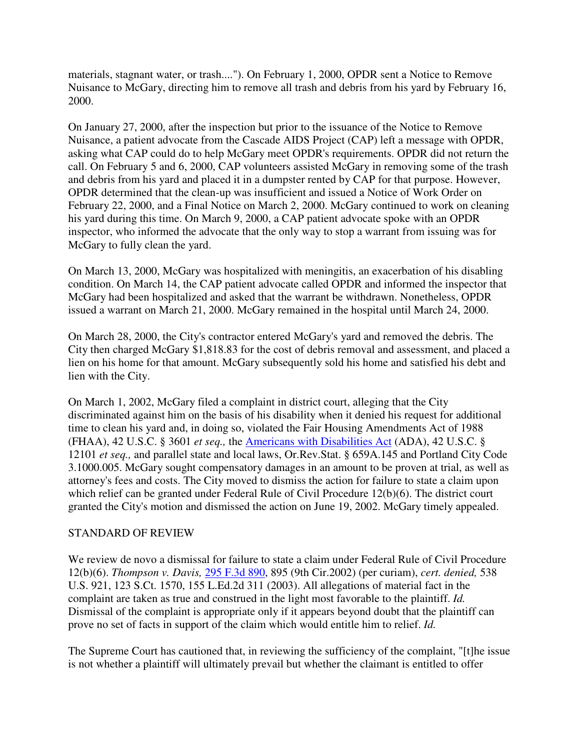materials, stagnant water, or trash...."). On February 1, 2000, OPDR sent a Notice to Remove Nuisance to McGary, directing him to remove all trash and debris from his yard by February 16, 2000.

On January 27, 2000, after the inspection but prior to the issuance of the Notice to Remove Nuisance, a patient advocate from the Cascade AIDS Project (CAP) left a message with OPDR, asking what CAP could do to help McGary meet OPDR's requirements. OPDR did not return the call. On February 5 and 6, 2000, CAP volunteers assisted McGary in removing some of the trash and debris from his yard and placed it in a dumpster rented by CAP for that purpose. However, OPDR determined that the clean-up was insufficient and issued a Notice of Work Order on February 22, 2000, and a Final Notice on March 2, 2000. McGary continued to work on cleaning his yard during this time. On March 9, 2000, a CAP patient advocate spoke with an OPDR inspector, who informed the advocate that the only way to stop a warrant from issuing was for McGary to fully clean the yard.

On March 13, 2000, McGary was hospitalized with meningitis, an exacerbation of his disabling condition. On March 14, the CAP patient advocate called OPDR and informed the inspector that McGary had been hospitalized and asked that the warrant be withdrawn. Nonetheless, OPDR issued a warrant on March 21, 2000. McGary remained in the hospital until March 24, 2000.

On March 28, 2000, the City's contractor entered McGary's yard and removed the debris. The City then charged McGary $1,818.83 for the cost of debris removal and assessment, and placed a lien on his home for that amount. McGary subsequently sold his home and satisfied his debt and lien with the City.

On March 1, 2002, McGary filed a complaint in district court, alleging that the City discriminated against him on the basis of his disability when it denied his request for additional time to clean his yard and, in doing so, violated the Fair Housing Amendments Act of 1988 (FHAA), 42 U.S.C. § 3601 *et seq.,* the Americans with Disabilities Act (ADA), 42 U.S.C. § 12101 *et seq.,* and parallel state and local laws, Or.Rev.Stat. § 659A.145 and Portland City Code 3.1000.005. McGary sought compensatory damages in an amount to be proven at trial, as well as attorney's fees and costs. The City moved to dismiss the action for failure to state a claim upon which relief can be granted under Federal Rule of Civil Procedure 12(b)(6). The district court granted the City's motion and dismissed the action on June 19, 2002. McGary timely appealed.

## STANDARD OF REVIEW

We review de novo a dismissal for failure to state a claim under Federal Rule of Civil Procedure 12(b)(6). *Thompson v. Davis,* 295 F.3d 890, 895 (9th Cir.2002) (per curiam), *cert. denied,* 538 U.S. 921, 123 S.Ct. 1570, 155 L.Ed.2d 311 (2003). All allegations of material fact in the complaint are taken as true and construed in the light most favorable to the plaintiff. *Id.* Dismissal of the complaint is appropriate only if it appears beyond doubt that the plaintiff can prove no set of facts in support of the claim which would entitle him to relief. *Id.*

The Supreme Court has cautioned that, in reviewing the sufficiency of the complaint, "[t]he issue is not whether a plaintiff will ultimately prevail but whether the claimant is entitled to offer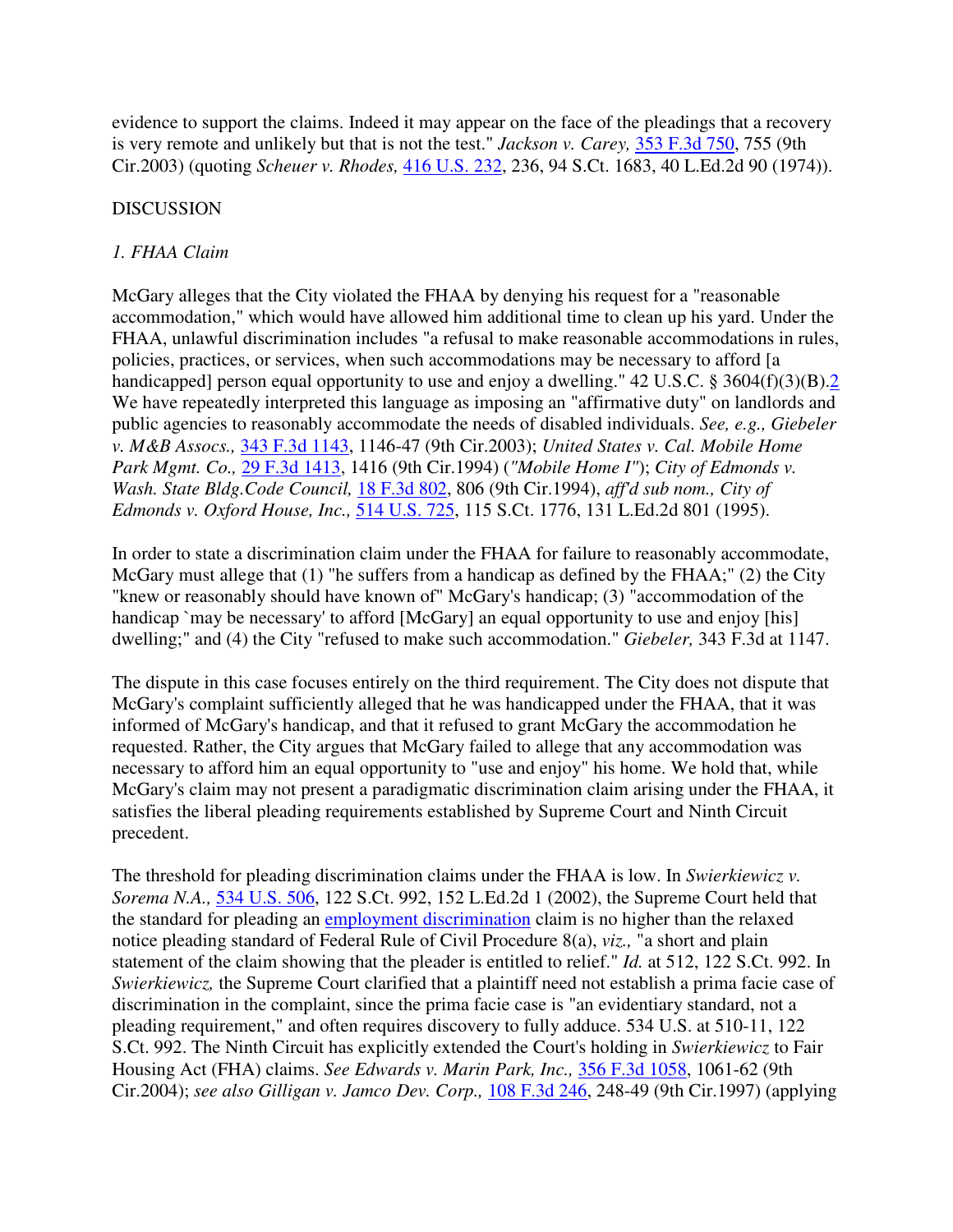evidence to support the claims. Indeed it may appear on the face of the pleadings that a recovery is very remote and unlikely but that is not the test." *Jackson v. Carey,* 353 F.3d 750, 755 (9th Cir.2003) (quoting *Scheuer v. Rhodes,* 416 U.S. 232, 236, 94 S.Ct. 1683, 40 L.Ed.2d 90 (1974)).

DISCUSSION

*1. FHAA Claim*

McGary alleges that the City violated the FHAA by denying his request for a "reasonable accommodation," which would have allowed him additional time to clean up his yard. Under the FHAA, unlawful discrimination includes "a refusal to make reasonable accommodations in rules, policies, practices, or services, when such accommodations may be necessary to afford [a handicapped] person equal opportunity to use and enjoy a dwelling." 42 U.S.C. § 3604(f)(3)(B).[2] We have repeatedly interpreted this language as imposing an "affirmative duty" on landlords and public agencies to reasonably accommodate the needs of disabled individuals. *See, e.g., Giebeler v. M&B Assocs.,* 343 F.3d 1143, 1146-47 (9th Cir.2003); *United States v. Cal. Mobile Home Park Mgmt. Co.,* 29 F.3d 1413, 1416 (9th Cir.1994) (*"Mobile Home I"*); *City of Edmonds v. Wash. State Bldg.Code Council,* 18 F.3d 802, 806 (9th Cir.1994), *aff'd sub nom., City of Edmonds v. Oxford House, Inc.,* 514 U.S. 725, 115 S.Ct. 1776, 131 L.Ed.2d 801 (1995).

In order to state a discrimination claim under the FHAA for failure to reasonably accommodate, McGary must allege that (1) "he suffers from a handicap as defined by the FHAA;" (2) the City "knew or reasonably should have known of" McGary's handicap; (3) "accommodation of the handicap `may be necessary' to afford [McGary] an equal opportunity to use and enjoy [his] dwelling;" and (4) the City "refused to make such accommodation." *Giebeler,* 343 F.3d at 1147.

The dispute in this case focuses entirely on the third requirement. The City does not dispute that McGary's complaint sufficiently alleged that he was handicapped under the FHAA, that it was informed of McGary's handicap, and that it refused to grant McGary the accommodation he requested. Rather, the City argues that McGary failed to allege that any accommodation was necessary to afford him an equal opportunity to "use and enjoy" his home. We hold that, while McGary's claim may not present a paradigmatic discrimination claim arising under the FHAA, it satisfies the liberal pleading requirements established by Supreme Court and Ninth Circuit precedent.

The threshold for pleading discrimination claims under the FHAA is low. In *Swierkiewicz v. Sorema N.A.,* 534 U.S. 506, 122 S.Ct. 992, 152 L.Ed.2d 1 (2002), the Supreme Court held that the standard for pleading an employment discrimination claim is no higher than the relaxed notice pleading standard of Federal Rule of Civil Procedure 8(a), *viz.,* "a short and plain statement of the claim showing that the pleader is entitled to relief." *Id.* at 512, 122 S.Ct. 992. In *Swierkiewicz,* the Supreme Court clarified that a plaintiff need not establish a prima facie case of discrimination in the complaint, since the prima facie case is "an evidentiary standard, not a pleading requirement," and often requires discovery to fully adduce. 534 U.S. at 510-11, 122 S.Ct. 992. The Ninth Circuit has explicitly extended the Court's holding in *Swierkiewicz* to Fair Housing Act (FHA) claims. *See Edwards v. Marin Park, Inc.,* 356 F.3d 1058, 1061-62 (9th Cir.2004); *see also Gilligan v. Jamco Dev. Corp.,* 108 F.3d 246, 248-49 (9th Cir.1997) (applying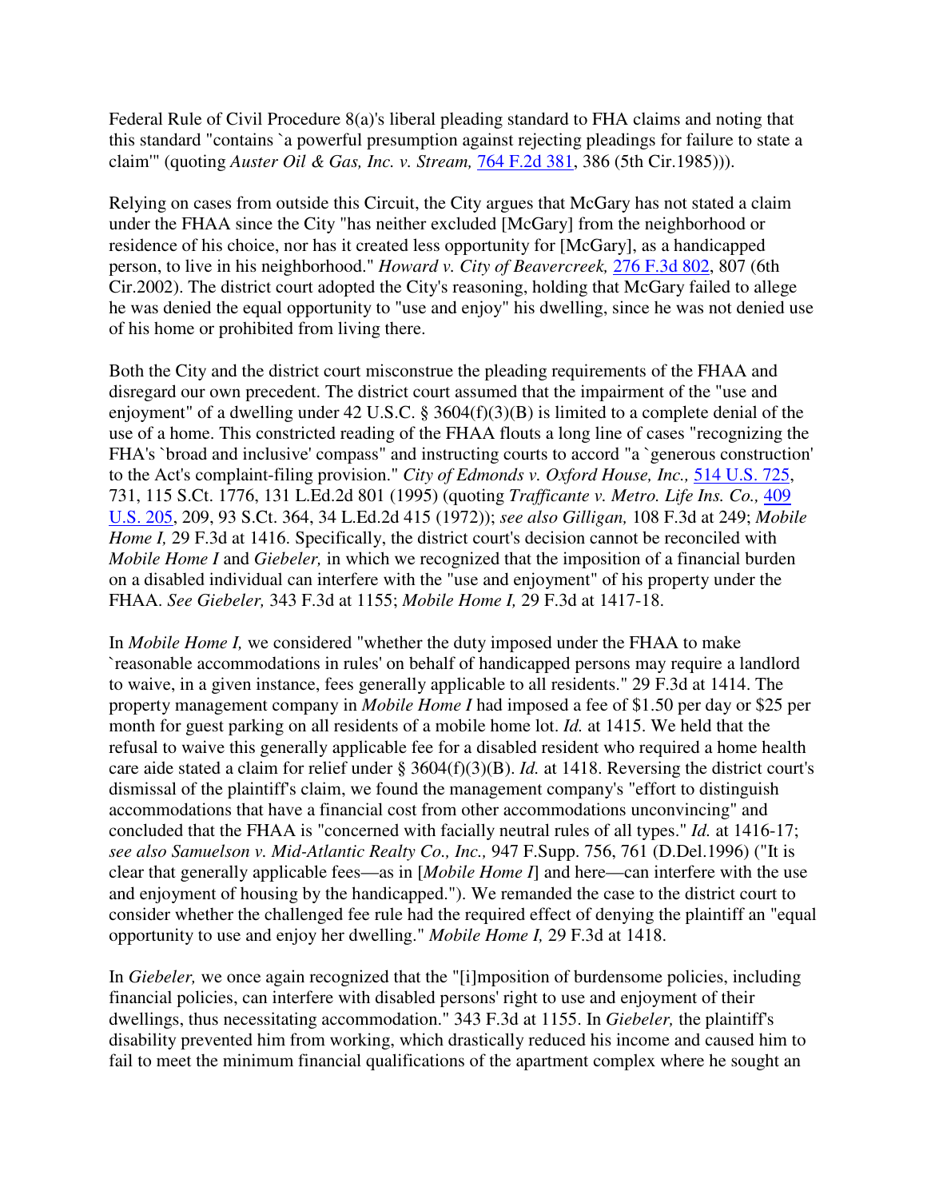Federal Rule of Civil Procedure 8(a)'s liberal pleading standard to FHA claims and noting that this standard "contains `a powerful presumption against rejecting pleadings for failure to state a claim'" (quoting *Auster Oil & Gas, Inc. v. Stream,* 764 F.2d 381, 386 (5th Cir.1985))).

Relying on cases from outside this Circuit, the City argues that McGary has not stated a claim under the FHAA since the City "has neither excluded [McGary] from the neighborhood or residence of his choice, nor has it created less opportunity for [McGary], as a handicapped person, to live in his neighborhood." *Howard v. City of Beavercreek,* 276 F.3d 802, 807 (6th Cir.2002). The district court adopted the City's reasoning, holding that McGary failed to allege he was denied the equal opportunity to "use and enjoy" his dwelling, since he was not denied use of his home or prohibited from living there.

Both the City and the district court misconstrue the pleading requirements of the FHAA and disregard our own precedent. The district court assumed that the impairment of the "use and enjoyment" of a dwelling under 42 U.S.C. § 3604(f)(3)(B) is limited to a complete denial of the use of a home. This constricted reading of the FHAA flouts a long line of cases "recognizing the FHA's `broad and inclusive' compass" and instructing courts to accord "a `generous construction' to the Act's complaint-filing provision." *City of Edmonds v. Oxford House, Inc.,* 514 U.S. 725, 731, 115 S.Ct. 1776, 131 L.Ed.2d 801 (1995) (quoting *Trafficante v. Metro. Life Ins. Co.,* 409 U.S. 205, 209, 93 S.Ct. 364, 34 L.Ed.2d 415 (1972)); *see also Gilligan,* 108 F.3d at 249; *Mobile Home I,* 29 F.3d at 1416. Specifically, the district court's decision cannot be reconciled with *Mobile Home I* and *Giebeler,* in which we recognized that the imposition of a financial burden on a disabled individual can interfere with the "use and enjoyment" of his property under the FHAA. *See Giebeler,* 343 F.3d at 1155; *Mobile Home I,* 29 F.3d at 1417-18.

In *Mobile Home I,* we considered "whether the duty imposed under the FHAA to make `reasonable accommodations in rules' on behalf of handicapped persons may require a landlord to waive, in a given instance, fees generally applicable to all residents." 29 F.3d at 1414. The property management company in *Mobile Home I* had imposed a fee of $1.50 per day or $25 per month for guest parking on all residents of a mobile home lot. *Id.* at 1415. We held that the refusal to waive this generally applicable fee for a disabled resident who required a home health care aide stated a claim for relief under § 3604(f)(3)(B). *Id.* at 1418. Reversing the district court's dismissal of the plaintiff's claim, we found the management company's "effort to distinguish accommodations that have a financial cost from other accommodations unconvincing" and concluded that the FHAA is "concerned with facially neutral rules of all types." *Id.* at 1416-17; *see also Samuelson v. Mid-Atlantic Realty Co., Inc.,* 947 F.Supp. 756, 761 (D.Del.1996) ("It is clear that generally applicable fees—as in [*Mobile Home I*] and here—can interfere with the use and enjoyment of housing by the handicapped."). We remanded the case to the district court to consider whether the challenged fee rule had the required effect of denying the plaintiff an "equal opportunity to use and enjoy her dwelling." *Mobile Home I,* 29 F.3d at 1418.

In *Giebeler,* we once again recognized that the "[i]mposition of burdensome policies, including financial policies, can interfere with disabled persons' right to use and enjoyment of their dwellings, thus necessitating accommodation." 343 F.3d at 1155. In *Giebeler,* the plaintiff's disability prevented him from working, which drastically reduced his income and caused him to fail to meet the minimum financial qualifications of the apartment complex where he sought an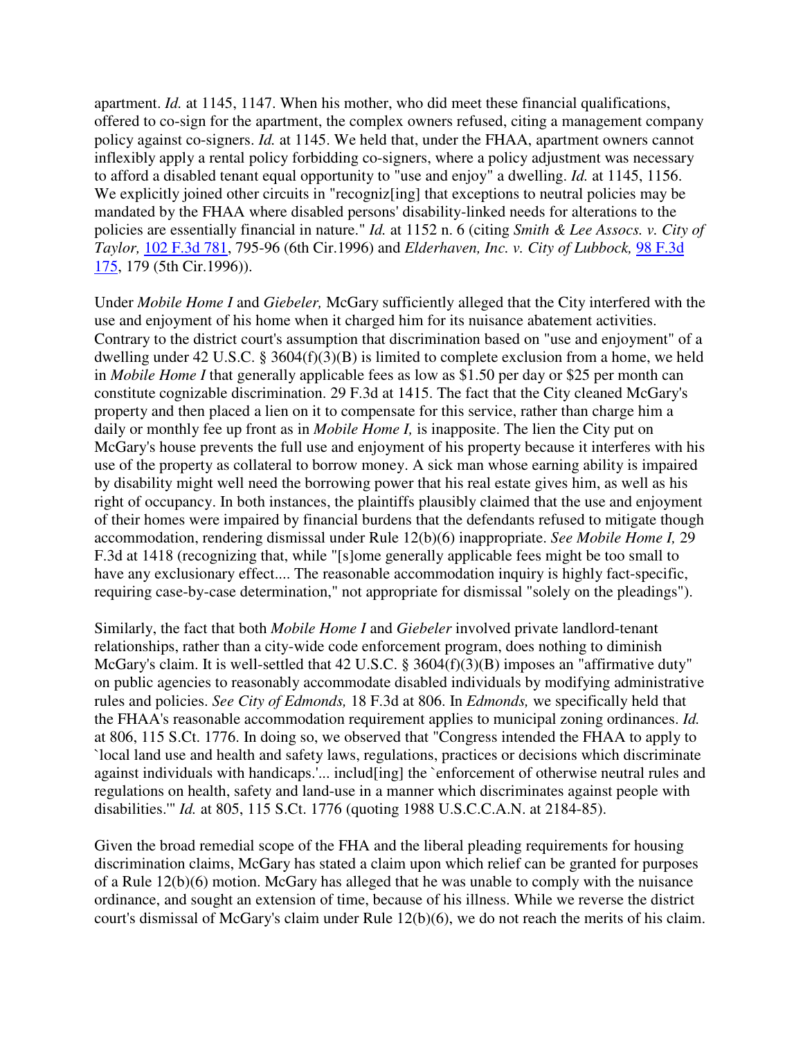apartment. *Id.* at 1145, 1147. When his mother, who did meet these financial qualifications, offered to co-sign for the apartment, the complex owners refused, citing a management company policy against co-signers. *Id.* at 1145. We held that, under the FHAA, apartment owners cannot inflexibly apply a rental policy forbidding co-signers, where a policy adjustment was necessary to afford a disabled tenant equal opportunity to "use and enjoy" a dwelling. *Id.* at 1145, 1156. We explicitly joined other circuits in "recogniz[ing] that exceptions to neutral policies may be mandated by the FHAA where disabled persons' disability-linked needs for alterations to the policies are essentially financial in nature." *Id.* at 1152 n. 6 (citing *Smith & Lee Assocs. v. City of Taylor,* 102 F.3d 781, 795-96 (6th Cir.1996) and *Elderhaven, Inc. v. City of Lubbock,* 98 F.3d 175, 179 (5th Cir.1996)).

Under *Mobile Home I* and *Giebeler,* McGary sufficiently alleged that the City interfered with the use and enjoyment of his home when it charged him for its nuisance abatement activities. Contrary to the district court's assumption that discrimination based on "use and enjoyment" of a dwelling under 42 U.S.C. § 3604(f)(3)(B) is limited to complete exclusion from a home, we held in *Mobile Home I* that generally applicable fees as low as $1.50 per day or $25 per month can constitute cognizable discrimination. 29 F.3d at 1415. The fact that the City cleaned McGary's property and then placed a lien on it to compensate for this service, rather than charge him a daily or monthly fee up front as in *Mobile Home I,* is inapposite. The lien the City put on McGary's house prevents the full use and enjoyment of his property because it interferes with his use of the property as collateral to borrow money. A sick man whose earning ability is impaired by disability might well need the borrowing power that his real estate gives him, as well as his right of occupancy. In both instances, the plaintiffs plausibly claimed that the use and enjoyment of their homes were impaired by financial burdens that the defendants refused to mitigate though accommodation, rendering dismissal under Rule 12(b)(6) inappropriate. *See Mobile Home I,* 29 F.3d at 1418 (recognizing that, while "[s]ome generally applicable fees might be too small to have any exclusionary effect.... The reasonable accommodation inquiry is highly fact-specific, requiring case-by-case determination," not appropriate for dismissal "solely on the pleadings").

Similarly, the fact that both *Mobile Home I* and *Giebeler* involved private landlord-tenant relationships, rather than a city-wide code enforcement program, does nothing to diminish McGary's claim. It is well-settled that 42 U.S.C. § 3604(f)(3)(B) imposes an "affirmative duty" on public agencies to reasonably accommodate disabled individuals by modifying administrative rules and policies. *See City of Edmonds,* 18 F.3d at 806. In *Edmonds,* we specifically held that the FHAA's reasonable accommodation requirement applies to municipal zoning ordinances. *Id.* at 806, 115 S.Ct. 1776. In doing so, we observed that "Congress intended the FHAA to apply to `local land use and health and safety laws, regulations, practices or decisions which discriminate against individuals with handicaps.'... includ[ing] the `enforcement of otherwise neutral rules and regulations on health, safety and land-use in a manner which discriminates against people with disabilities.'" *Id.* at 805, 115 S.Ct. 1776 (quoting 1988 U.S.C.C.A.N. at 2184-85).

Given the broad remedial scope of the FHA and the liberal pleading requirements for housing discrimination claims, McGary has stated a claim upon which relief can be granted for purposes of a Rule 12(b)(6) motion. McGary has alleged that he was unable to comply with the nuisance ordinance, and sought an extension of time, because of his illness. While we reverse the district court's dismissal of McGary's claim under Rule 12(b)(6), we do not reach the merits of his claim.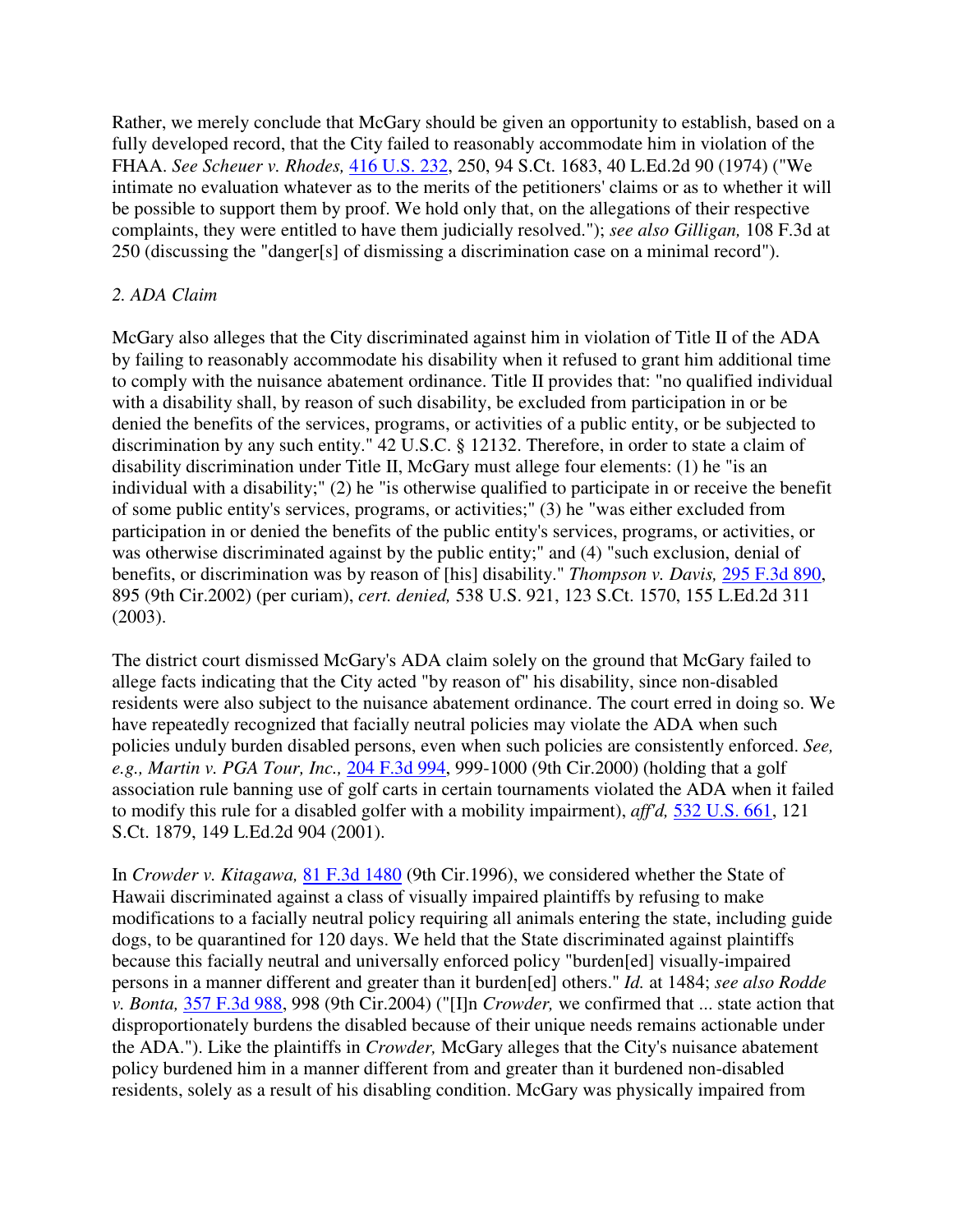Rather, we merely conclude that McGary should be given an opportunity to establish, based on a fully developed record, that the City failed to reasonably accommodate him in violation of the FHAA. *See Scheuer v. Rhodes,* 416 U.S. 232, 250, 94 S.Ct. 1683, 40 L.Ed.2d 90 (1974) ("We intimate no evaluation whatever as to the merits of the petitioners' claims or as to whether it will be possible to support them by proof. We hold only that, on the allegations of their respective complaints, they were entitled to have them judicially resolved."); *see also Gilligan,* 108 F.3d at 250 (discussing the "danger[s] of dismissing a discrimination case on a minimal record").

*2. ADA Claim*

McGary also alleges that the City discriminated against him in violation of Title II of the ADA by failing to reasonably accommodate his disability when it refused to grant him additional time to comply with the nuisance abatement ordinance. Title II provides that: "no qualified individual with a disability shall, by reason of such disability, be excluded from participation in or be denied the benefits of the services, programs, or activities of a public entity, or be subjected to discrimination by any such entity." 42 U.S.C. § 12132. Therefore, in order to state a claim of disability discrimination under Title II, McGary must allege four elements: (1) he "is an individual with a disability;" (2) he "is otherwise qualified to participate in or receive the benefit of some public entity's services, programs, or activities;" (3) he "was either excluded from participation in or denied the benefits of the public entity's services, programs, or activities, or was otherwise discriminated against by the public entity;" and (4) "such exclusion, denial of benefits, or discrimination was by reason of [his] disability." *Thompson v. Davis,* 295 F.3d 890, 895 (9th Cir.2002) (per curiam), *cert. denied,* 538 U.S. 921, 123 S.Ct. 1570, 155 L.Ed.2d 311 (2003).

The district court dismissed McGary's ADA claim solely on the ground that McGary failed to allege facts indicating that the City acted "by reason of" his disability, since non-disabled residents were also subject to the nuisance abatement ordinance. The court erred in doing so. We have repeatedly recognized that facially neutral policies may violate the ADA when such policies unduly burden disabled persons, even when such policies are consistently enforced. *See, e.g., Martin v. PGA Tour, Inc.,* 204 F.3d 994, 999-1000 (9th Cir.2000) (holding that a golf association rule banning use of golf carts in certain tournaments violated the ADA when it failed to modify this rule for a disabled golfer with a mobility impairment), *aff'd,* 532 U.S. 661, 121 S.Ct. 1879, 149 L.Ed.2d 904 (2001).

In *Crowder v. Kitagawa,* 81 F.3d 1480 (9th Cir.1996), we considered whether the State of Hawaii discriminated against a class of visually impaired plaintiffs by refusing to make modifications to a facially neutral policy requiring all animals entering the state, including guide dogs, to be quarantined for 120 days. We held that the State discriminated against plaintiffs because this facially neutral and universally enforced policy "burden[ed] visually-impaired persons in a manner different and greater than it burden[ed] others." *Id.* at 1484; *see also Rodde v. Bonta,* 357 F.3d 988, 998 (9th Cir.2004) ("[I]n *Crowder,* we confirmed that ... state action that disproportionately burdens the disabled because of their unique needs remains actionable under the ADA."). Like the plaintiffs in *Crowder,* McGary alleges that the City's nuisance abatement policy burdened him in a manner different from and greater than it burdened non-disabled residents, solely as a result of his disabling condition. McGary was physically impaired from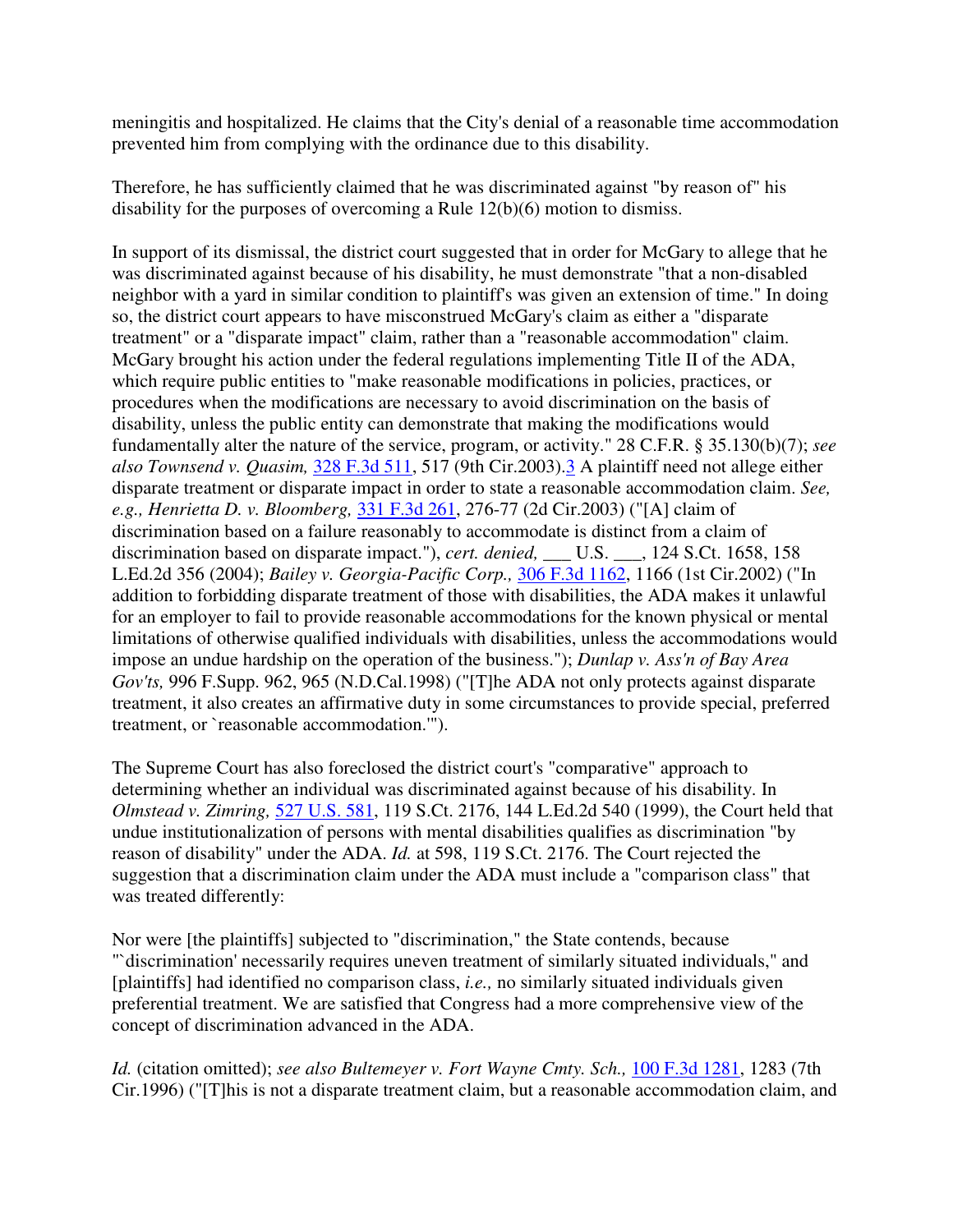meningitis and hospitalized. He claims that the City's denial of a reasonable time accommodation prevented him from complying with the ordinance due to this disability.

Therefore, he has sufficiently claimed that he was discriminated against "by reason of" his disability for the purposes of overcoming a Rule 12(b)(6) motion to dismiss.

In support of its dismissal, the district court suggested that in order for McGary to allege that he was discriminated against because of his disability, he must demonstrate "that a non-disabled neighbor with a yard in similar condition to plaintiff's was given an extension of time." In doing so, the district court appears to have misconstrued McGary's claim as either a "disparate treatment" or a "disparate impact" claim, rather than a "reasonable accommodation" claim. McGary brought his action under the federal regulations implementing Title II of the ADA, which require public entities to "make reasonable modifications in policies, practices, or procedures when the modifications are necessary to avoid discrimination on the basis of disability, unless the public entity can demonstrate that making the modifications would fundamentally alter the nature of the service, program, or activity." 28 C.F.R. § 35.130(b)(7); *see also Townsend v. Quasim,* 328 F.3d 511, 517 (9th Cir.2003).[3] A plaintiff need not allege either disparate treatment or disparate impact in order to state a reasonable accommodation claim. *See, e.g., Henrietta D. v. Bloomberg,* 331 F.3d 261, 276-77 (2d Cir.2003) ("[A] claim of discrimination based on a failure reasonably to accommodate is distinct from a claim of discrimination based on disparate impact."), *cert. denied,* ___ U.S. ___, 124 S.Ct. 1658, 158 L.Ed.2d 356 (2004); *Bailey v. Georgia-Pacific Corp.,* 306 F.3d 1162, 1166 (1st Cir.2002) ("In addition to forbidding disparate treatment of those with disabilities, the ADA makes it unlawful for an employer to fail to provide reasonable accommodations for the known physical or mental limitations of otherwise qualified individuals with disabilities, unless the accommodations would impose an undue hardship on the operation of the business."); *Dunlap v. Ass'n of Bay Area Gov'ts,* 996 F.Supp. 962, 965 (N.D.Cal.1998) ("[T]he ADA not only protects against disparate treatment, it also creates an affirmative duty in some circumstances to provide special, preferred treatment, or `reasonable accommodation.'").

The Supreme Court has also foreclosed the district court's "comparative" approach to determining whether an individual was discriminated against because of his disability. In *Olmstead v. Zimring,* 527 U.S. 581, 119 S.Ct. 2176, 144 L.Ed.2d 540 (1999), the Court held that undue institutionalization of persons with mental disabilities qualifies as discrimination "by reason of disability" under the ADA. *Id.* at 598, 119 S.Ct. 2176. The Court rejected the suggestion that a discrimination claim under the ADA must include a "comparison class" that was treated differently:

Nor were [the plaintiffs] subjected to "discrimination," the State contends, because "`discrimination' necessarily requires uneven treatment of similarly situated individuals," and [plaintiffs] had identified no comparison class, *i.e.,* no similarly situated individuals given preferential treatment. We are satisfied that Congress had a more comprehensive view of the concept of discrimination advanced in the ADA.

*Id.* (citation omitted); *see also Bultemeyer v. Fort Wayne Cmty. Sch.,* 100 F.3d 1281, 1283 (7th Cir.1996) ("[T]his is not a disparate treatment claim, but a reasonable accommodation claim, and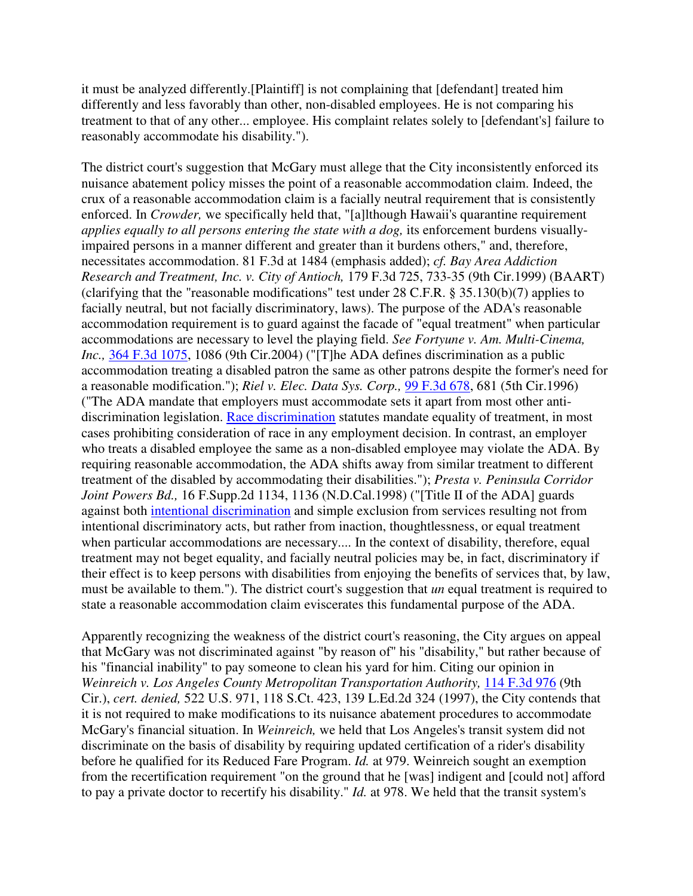it must be analyzed differently.[Plaintiff] is not complaining that [defendant] treated him differently and less favorably than other, non-disabled employees. He is not comparing his treatment to that of any other... employee. His complaint relates solely to [defendant's] failure to reasonably accommodate his disability.").

The district court's suggestion that McGary must allege that the City inconsistently enforced its nuisance abatement policy misses the point of a reasonable accommodation claim. Indeed, the crux of a reasonable accommodation claim is a facially neutral requirement that is consistently enforced. In *Crowder,* we specifically held that, "[a]lthough Hawaii's quarantine requirement *applies equally to all persons entering the state with a dog,* its enforcement burdens visually-impaired persons in a manner different and greater than it burdens others," and, therefore, necessitates accommodation. 81 F.3d at 1484 (emphasis added); *cf. Bay Area Addiction Research and Treatment, Inc. v. City of Antioch,* 179 F.3d 725, 733-35 (9th Cir.1999) (BAART) (clarifying that the "reasonable modifications" test under 28 C.F.R. § 35.130(b)(7) applies to facially neutral, but not facially discriminatory, laws). The purpose of the ADA's reasonable accommodation requirement is to guard against the facade of "equal treatment" when particular accommodations are necessary to level the playing field. *See Fortyune v. Am. Multi-Cinema, Inc.,* 364 F.3d 1075, 1086 (9th Cir.2004) ("[T]he ADA defines discrimination as a public accommodation treating a disabled patron the same as other patrons despite the former's need for a reasonable modification."); *Riel v. Elec. Data Sys. Corp.,* 99 F.3d 678, 681 (5th Cir.1996) ("The ADA mandate that employers must accommodate sets it apart from most other anti-discrimination legislation. Race discrimination statutes mandate equality of treatment, in most cases prohibiting consideration of race in any employment decision. In contrast, an employer who treats a disabled employee the same as a non-disabled employee may violate the ADA. By requiring reasonable accommodation, the ADA shifts away from similar treatment to different treatment of the disabled by accommodating their disabilities."); *Presta v. Peninsula Corridor Joint Powers Bd.,* 16 F.Supp.2d 1134, 1136 (N.D.Cal.1998) ("[Title II of the ADA] guards against both intentional discrimination and simple exclusion from services resulting not from intentional discriminatory acts, but rather from inaction, thoughtlessness, or equal treatment when particular accommodations are necessary.... In the context of disability, therefore, equal treatment may not beget equality, and facially neutral policies may be, in fact, discriminatory if their effect is to keep persons with disabilities from enjoying the benefits of services that, by law, must be available to them."). The district court's suggestion that *un* equal treatment is required to state a reasonable accommodation claim eviscerates this fundamental purpose of the ADA.

Apparently recognizing the weakness of the district court's reasoning, the City argues on appeal that McGary was not discriminated against "by reason of" his "disability," but rather because of his "financial inability" to pay someone to clean his yard for him. Citing our opinion in *Weinreich v. Los Angeles County Metropolitan Transportation Authority,* 114 F.3d 976 (9th Cir.), *cert. denied,* 522 U.S. 971, 118 S.Ct. 423, 139 L.Ed.2d 324 (1997), the City contends that it is not required to make modifications to its nuisance abatement procedures to accommodate McGary's financial situation. In *Weinreich,* we held that Los Angeles's transit system did not discriminate on the basis of disability by requiring updated certification of a rider's disability before he qualified for its Reduced Fare Program. *Id.* at 979. Weinreich sought an exemption from the recertification requirement "on the ground that he [was] indigent and [could not] afford to pay a private doctor to recertify his disability." *Id.* at 978. We held that the transit system's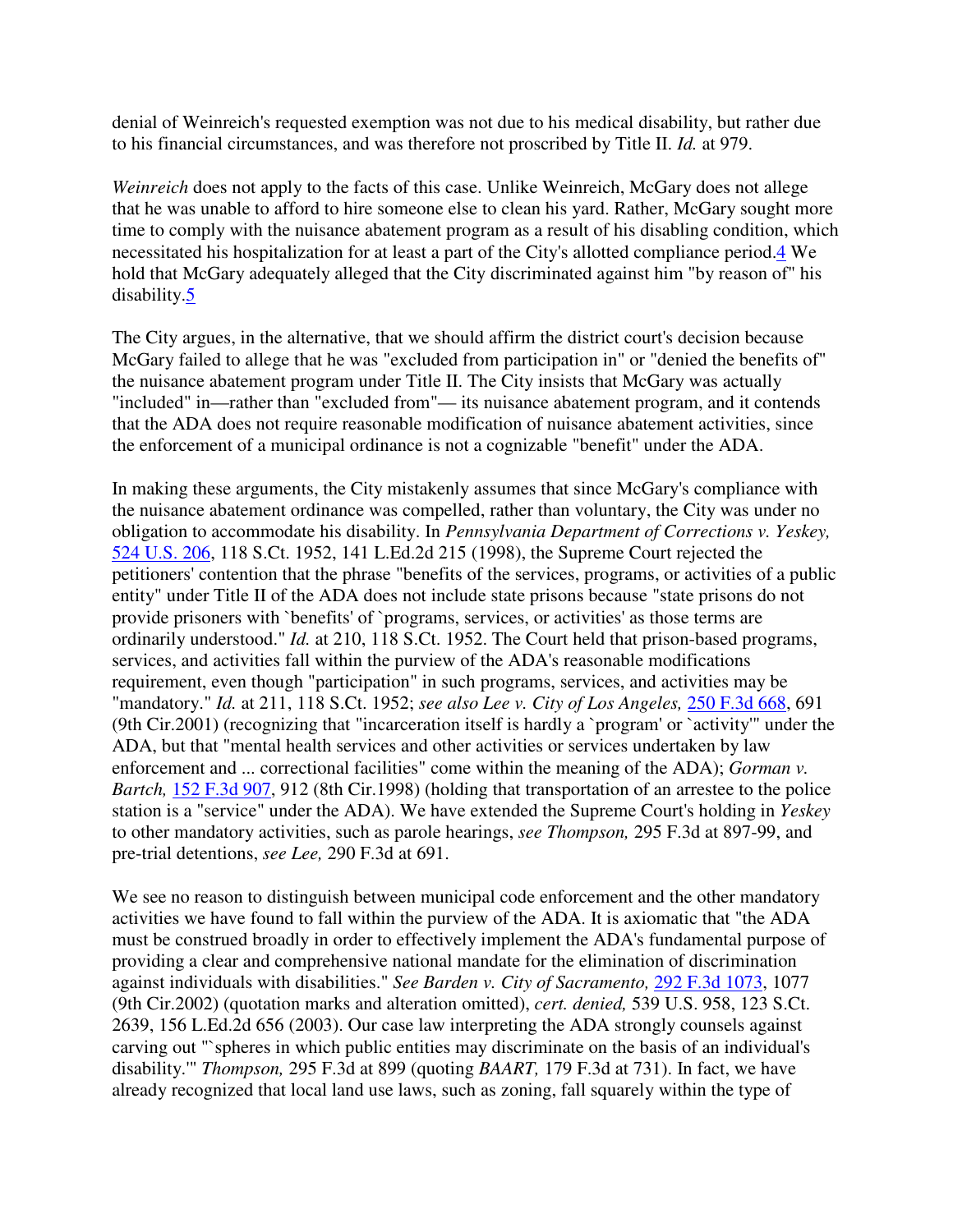denial of Weinreich's requested exemption was not due to his medical disability, but rather due to his financial circumstances, and was therefore not proscribed by Title II. *Id.* at 979.

*Weinreich* does not apply to the facts of this case. Unlike Weinreich, McGary does not allege that he was unable to afford to hire someone else to clean his yard. Rather, McGary sought more time to comply with the nuisance abatement program as a result of his disabling condition, which necessitated his hospitalization for at least a part of the City's allotted compliance period.4 We hold that McGary adequately alleged that the City discriminated against him "by reason of" his disability.5

The City argues, in the alternative, that we should affirm the district court's decision because McGary failed to allege that he was "excluded from participation in" or "denied the benefits of" the nuisance abatement program under Title II. The City insists that McGary was actually "included" in—rather than "excluded from"— its nuisance abatement program, and it contends that the ADA does not require reasonable modification of nuisance abatement activities, since the enforcement of a municipal ordinance is not a cognizable "benefit" under the ADA.

In making these arguments, the City mistakenly assumes that since McGary's compliance with the nuisance abatement ordinance was compelled, rather than voluntary, the City was under no obligation to accommodate his disability. In *Pennsylvania Department of Corrections v. Yeskey,* 524 U.S. 206, 118 S.Ct. 1952, 141 L.Ed.2d 215 (1998), the Supreme Court rejected the petitioners' contention that the phrase "benefits of the services, programs, or activities of a public entity" under Title II of the ADA does not include state prisons because "state prisons do not provide prisoners with `benefits' of `programs, services, or activities' as those terms are ordinarily understood." *Id.* at 210, 118 S.Ct. 1952. The Court held that prison-based programs, services, and activities fall within the purview of the ADA's reasonable modifications requirement, even though "participation" in such programs, services, and activities may be "mandatory." *Id.* at 211, 118 S.Ct. 1952; *see also Lee v. City of Los Angeles,* 250 F.3d 668, 691 (9th Cir.2001) (recognizing that "incarceration itself is hardly a `program' or `activity'" under the ADA, but that "mental health services and other activities or services undertaken by law enforcement and ... correctional facilities" come within the meaning of the ADA); *Gorman v. Bartch,* 152 F.3d 907, 912 (8th Cir.1998) (holding that transportation of an arrestee to the police station is a "service" under the ADA). We have extended the Supreme Court's holding in *Yeskey* to other mandatory activities, such as parole hearings, *see Thompson,* 295 F.3d at 897-99, and pre-trial detentions, *see Lee,* 290 F.3d at 691.

We see no reason to distinguish between municipal code enforcement and the other mandatory activities we have found to fall within the purview of the ADA. It is axiomatic that "the ADA must be construed broadly in order to effectively implement the ADA's fundamental purpose of providing a clear and comprehensive national mandate for the elimination of discrimination against individuals with disabilities." *See Barden v. City of Sacramento,* 292 F.3d 1073, 1077 (9th Cir.2002) (quotation marks and alteration omitted), *cert. denied,* 539 U.S. 958, 123 S.Ct. 2639, 156 L.Ed.2d 656 (2003). Our case law interpreting the ADA strongly counsels against carving out "`spheres in which public entities may discriminate on the basis of an individual's disability.'" *Thompson,* 295 F.3d at 899 (quoting *BAART,* 179 F.3d at 731). In fact, we have already recognized that local land use laws, such as zoning, fall squarely within the type of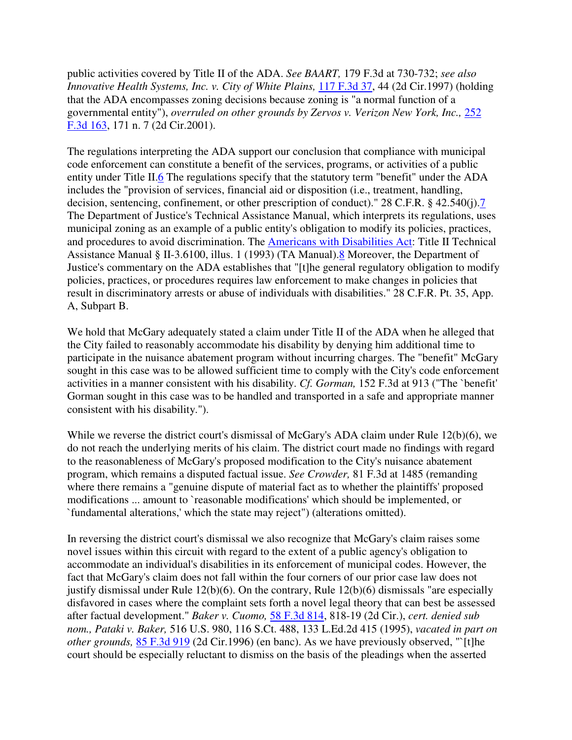public activities covered by Title II of the ADA. *See BAART,* 179 F.3d at 730-732; *see also Innovative Health Systems, Inc. v. City of White Plains,* 117 F.3d 37, 44 (2d Cir.1997) (holding that the ADA encompasses zoning decisions because zoning is "a normal function of a governmental entity"), *overruled on other grounds by Zervos v. Verizon New York, Inc.,* 252 F.3d 163, 171 n. 7 (2d Cir.2001).

The regulations interpreting the ADA support our conclusion that compliance with municipal code enforcement can constitute a benefit of the services, programs, or activities of a public entity under Title II.6 The regulations specify that the statutory term "benefit" under the ADA includes the "provision of services, financial aid or disposition (i.e., treatment, handling, decision, sentencing, confinement, or other prescription of conduct)." 28 C.F.R. § 42.540(j).7 The Department of Justice's Technical Assistance Manual, which interprets its regulations, uses municipal zoning as an example of a public entity's obligation to modify its policies, practices, and procedures to avoid discrimination. The Americans with Disabilities Act: Title II Technical Assistance Manual § II-3.6100, illus. 1 (1993) (TA Manual).8 Moreover, the Department of Justice's commentary on the ADA establishes that "[t]he general regulatory obligation to modify policies, practices, or procedures requires law enforcement to make changes in policies that result in discriminatory arrests or abuse of individuals with disabilities." 28 C.F.R. Pt. 35, App. A, Subpart B.

We hold that McGary adequately stated a claim under Title II of the ADA when he alleged that the City failed to reasonably accommodate his disability by denying him additional time to participate in the nuisance abatement program without incurring charges. The "benefit" McGary sought in this case was to be allowed sufficient time to comply with the City's code enforcement activities in a manner consistent with his disability. *Cf. Gorman,* 152 F.3d at 913 ("The `benefit' Gorman sought in this case was to be handled and transported in a safe and appropriate manner consistent with his disability.").

While we reverse the district court's dismissal of McGary's ADA claim under Rule 12(b)(6), we do not reach the underlying merits of his claim. The district court made no findings with regard to the reasonableness of McGary's proposed modification to the City's nuisance abatement program, which remains a disputed factual issue. *See Crowder,* 81 F.3d at 1485 (remanding where there remains a "genuine dispute of material fact as to whether the plaintiffs' proposed modifications ... amount to `reasonable modifications' which should be implemented, or `fundamental alterations,' which the state may reject") (alterations omitted).

In reversing the district court's dismissal we also recognize that McGary's claim raises some novel issues within this circuit with regard to the extent of a public agency's obligation to accommodate an individual's disabilities in its enforcement of municipal codes. However, the fact that McGary's claim does not fall within the four corners of our prior case law does not justify dismissal under Rule 12(b)(6). On the contrary, Rule 12(b)(6) dismissals "are especially disfavored in cases where the complaint sets forth a novel legal theory that can best be assessed after factual development." *Baker v. Cuomo,* 58 F.3d 814, 818-19 (2d Cir.), *cert. denied sub nom., Pataki v. Baker,* 516 U.S. 980, 116 S.Ct. 488, 133 L.Ed.2d 415 (1995), *vacated in part on other grounds,* 85 F.3d 919 (2d Cir.1996) (en banc). As we have previously observed, "`[t]he court should be especially reluctant to dismiss on the basis of the pleadings when the asserted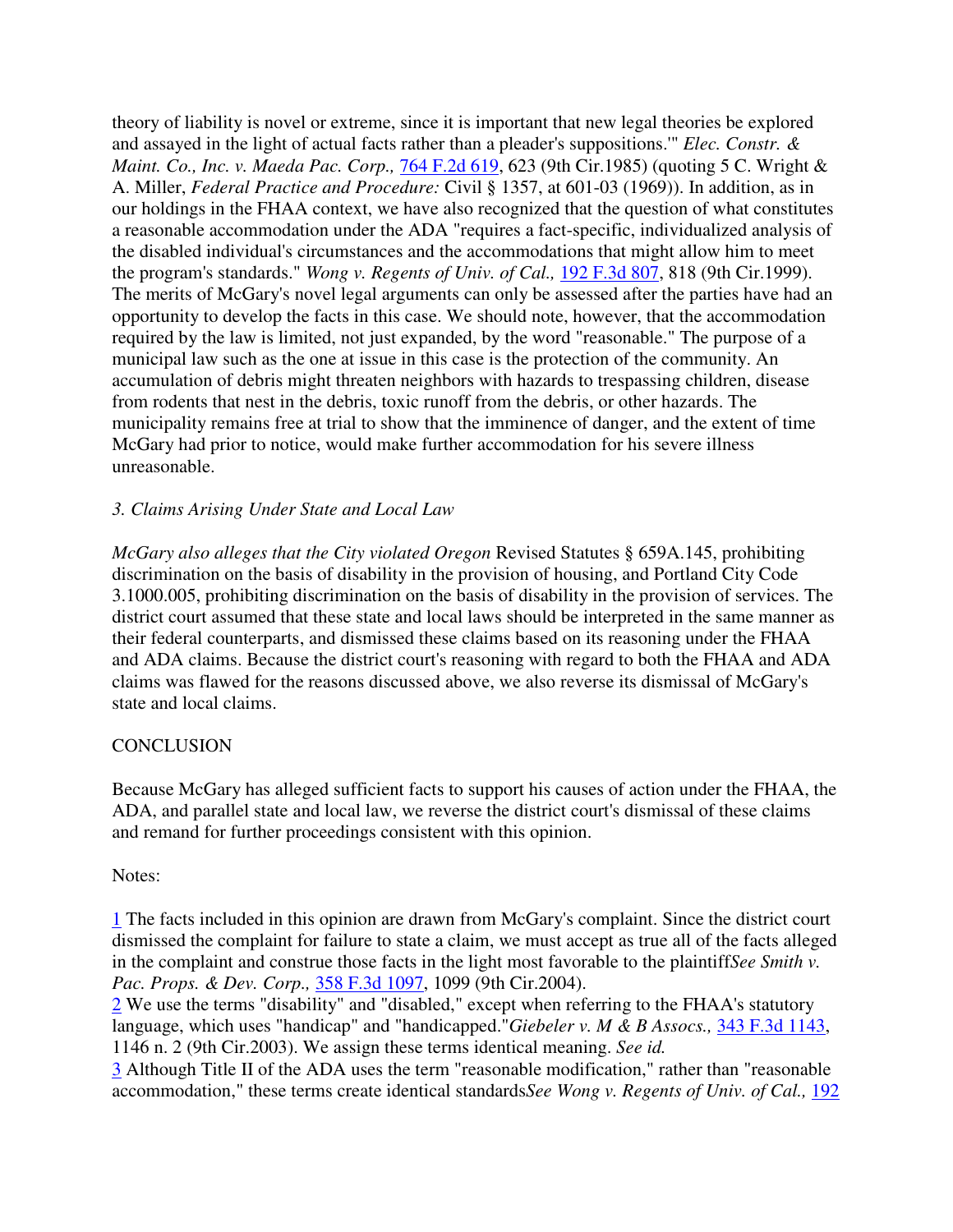theory of liability is novel or extreme, since it is important that new legal theories be explored and assayed in the light of actual facts rather than a pleader's suppositions.'" *Elec. Constr. & Maint. Co., Inc. v. Maeda Pac. Corp.,* 764 F.2d 619, 623 (9th Cir.1985) (quoting 5 C. Wright & A. Miller, *Federal Practice and Procedure:* Civil § 1357, at 601-03 (1969)). In addition, as in our holdings in the FHAA context, we have also recognized that the question of what constitutes a reasonable accommodation under the ADA "requires a fact-specific, individualized analysis of the disabled individual's circumstances and the accommodations that might allow him to meet the program's standards." *Wong v. Regents of Univ. of Cal.,* 192 F.3d 807, 818 (9th Cir.1999). The merits of McGary's novel legal arguments can only be assessed after the parties have had an opportunity to develop the facts in this case. We should note, however, that the accommodation required by the law is limited, not just expanded, by the word "reasonable." The purpose of a municipal law such as the one at issue in this case is the protection of the community. An accumulation of debris might threaten neighbors with hazards to trespassing children, disease from rodents that nest in the debris, toxic runoff from the debris, or other hazards. The municipality remains free at trial to show that the imminence of danger, and the extent of time McGary had prior to notice, would make further accommodation for his severe illness unreasonable.

*3. Claims Arising Under State and Local Law*

*McGary also alleges that the City violated Oregon* Revised Statutes § 659A.145, prohibiting discrimination on the basis of disability in the provision of housing, and Portland City Code 3.1000.005, prohibiting discrimination on the basis of disability in the provision of services. The district court assumed that these state and local laws should be interpreted in the same manner as their federal counterparts, and dismissed these claims based on its reasoning under the FHAA and ADA claims. Because the district court's reasoning with regard to both the FHAA and ADA claims was flawed for the reasons discussed above, we also reverse its dismissal of McGary's state and local claims.

CONCLUSION

Because McGary has alleged sufficient facts to support his causes of action under the FHAA, the ADA, and parallel state and local law, we reverse the district court's dismissal of these claims and remand for further proceedings consistent with this opinion.

Notes:

1 The facts included in this opinion are drawn from McGary's complaint. Since the district court dismissed the complaint for failure to state a claim, we must accept as true all of the facts alleged in the complaint and construe those facts in the light most favorable to the plaintiff*See Smith v. Pac. Props. & Dev. Corp.,* 358 F.3d 1097, 1099 (9th Cir.2004).

2 We use the terms "disability" and "disabled," except when referring to the FHAA's statutory language, which uses "handicap" and "handicapped."*Giebeler v. M & B Assocs.,* 343 F.3d 1143, 1146 n. 2 (9th Cir.2003). We assign these terms identical meaning. *See id.*

3 Although Title II of the ADA uses the term "reasonable modification," rather than "reasonable accommodation," these terms create identical standards*See Wong v. Regents of Univ. of Cal.,* 192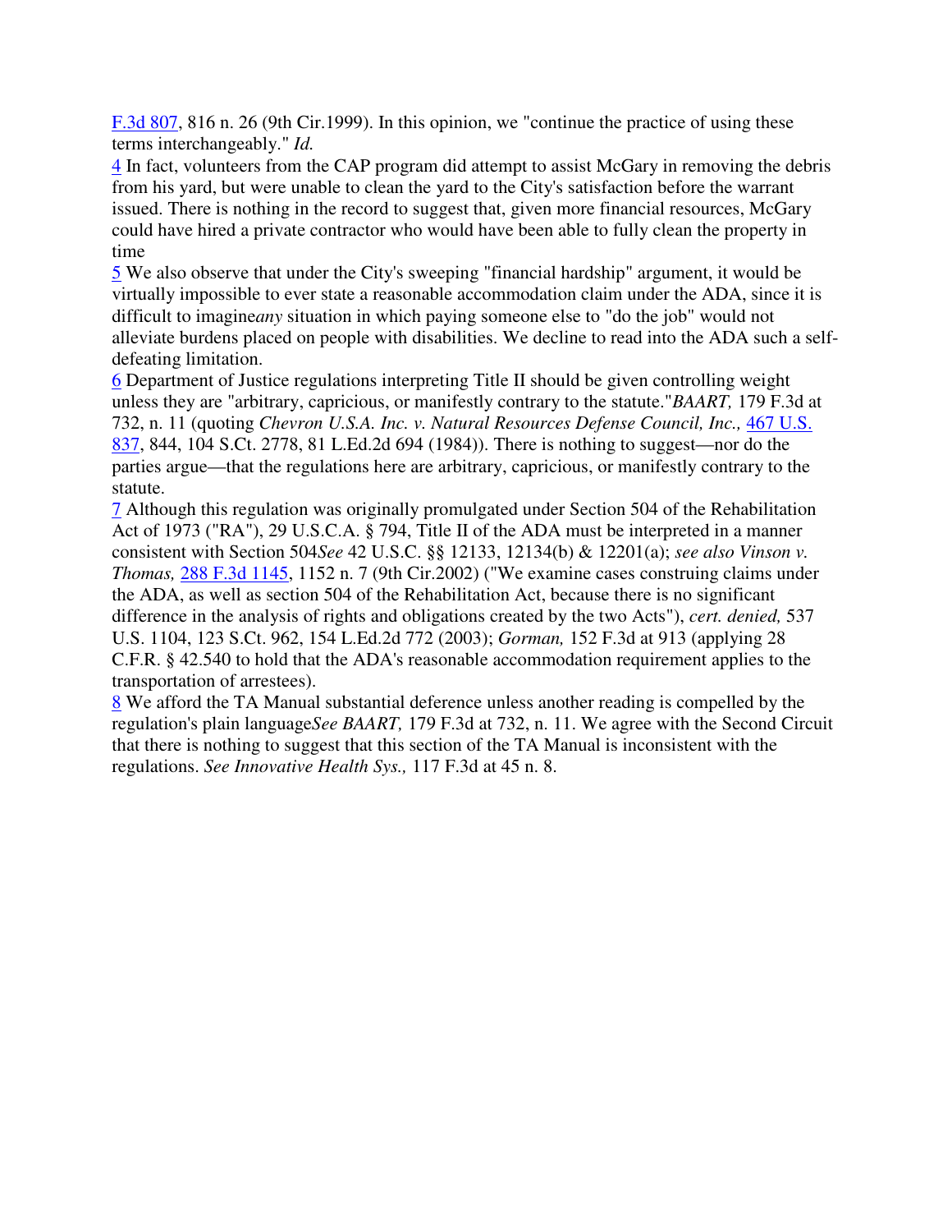F.3d 807, 816 n. 26 (9th Cir.1999). In this opinion, we "continue the practice of using these terms interchangeably." *Id.*

4 In fact, volunteers from the CAP program did attempt to assist McGary in removing the debris from his yard, but were unable to clean the yard to the City's satisfaction before the warrant issued. There is nothing in the record to suggest that, given more financial resources, McGary could have hired a private contractor who would have been able to fully clean the property in time

5 We also observe that under the City's sweeping "financial hardship" argument, it would be virtually impossible to ever state a reasonable accommodation claim under the ADA, since it is difficult to imagine *any* situation in which paying someone else to "do the job" would not alleviate burdens placed on people with disabilities. We decline to read into the ADA such a self-defeating limitation.

6 Department of Justice regulations interpreting Title II should be given controlling weight unless they are "arbitrary, capricious, or manifestly contrary to the statute." *BAART,* 179 F.3d at 732, n. 11 (quoting *Chevron U.S.A. Inc. v. Natural Resources Defense Council, Inc.,* 467 U.S. 837, 844, 104 S.Ct. 2778, 81 L.Ed.2d 694 (1984)). There is nothing to suggest—nor do the parties argue—that the regulations here are arbitrary, capricious, or manifestly contrary to the statute.

7 Although this regulation was originally promulgated under Section 504 of the Rehabilitation Act of 1973 ("RA"), 29 U.S.C.A. § 794, Title II of the ADA must be interpreted in a manner consistent with Section 504 *See* 42 U.S.C. §§ 12133, 12134(b) & 12201(a); *see also Vinson v. Thomas,* 288 F.3d 1145, 1152 n. 7 (9th Cir.2002) ("We examine cases construing claims under the ADA, as well as section 504 of the Rehabilitation Act, because there is no significant difference in the analysis of rights and obligations created by the two Acts"), *cert. denied,* 537 U.S. 1104, 123 S.Ct. 962, 154 L.Ed.2d 772 (2003); *Gorman,* 152 F.3d at 913 (applying 28 C.F.R. § 42.540 to hold that the ADA's reasonable accommodation requirement applies to the transportation of arrestees).

8 We afford the TA Manual substantial deference unless another reading is compelled by the regulation's plain language *See BAART,* 179 F.3d at 732, n. 11. We agree with the Second Circuit that there is nothing to suggest that this section of the TA Manual is inconsistent with the regulations. *See Innovative Health Sys.,* 117 F.3d at 45 n. 8.